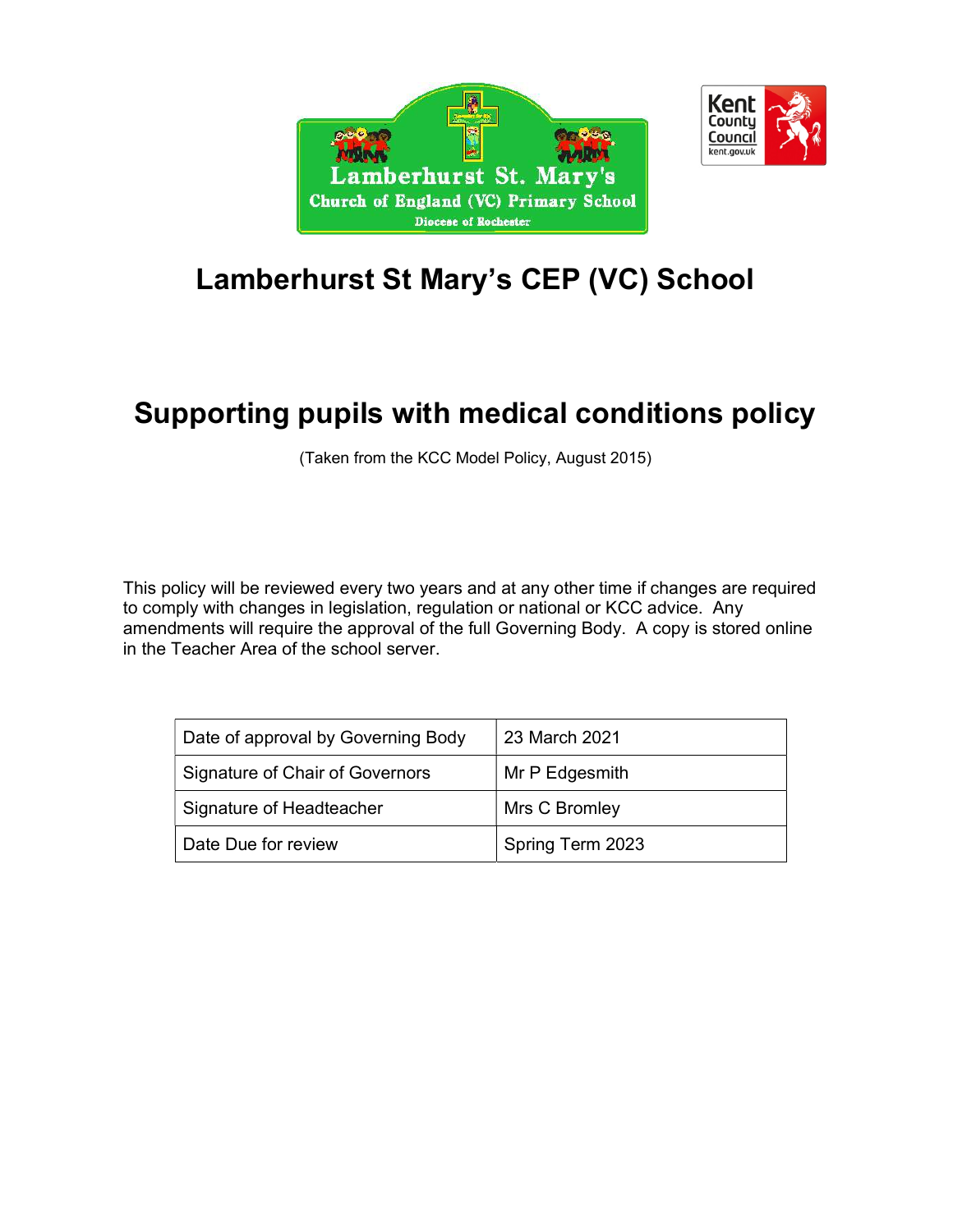# Lamberhurst St Mary's CEP (VC) School

# Supporting pupils with medical conditions policy

(Taken from the KCC Model Policy, August 2015)

This policy will be reviewed every two years and at any other time if changes are required to comply with changes in legislation, regulation or national or KCC advice. Any amendments will require the approval of the full Governing Body. A copy is stored online in the Teacher Area of the school server.

| Date of approval by Governing Body | 23 March 2021 |
|---|---|
| Signature of Chair of Governors | Mr P Edgesmith |
| Signature of Headteacher | Mrs C Bromley |
| Date Due for review | Spring Term 2023 |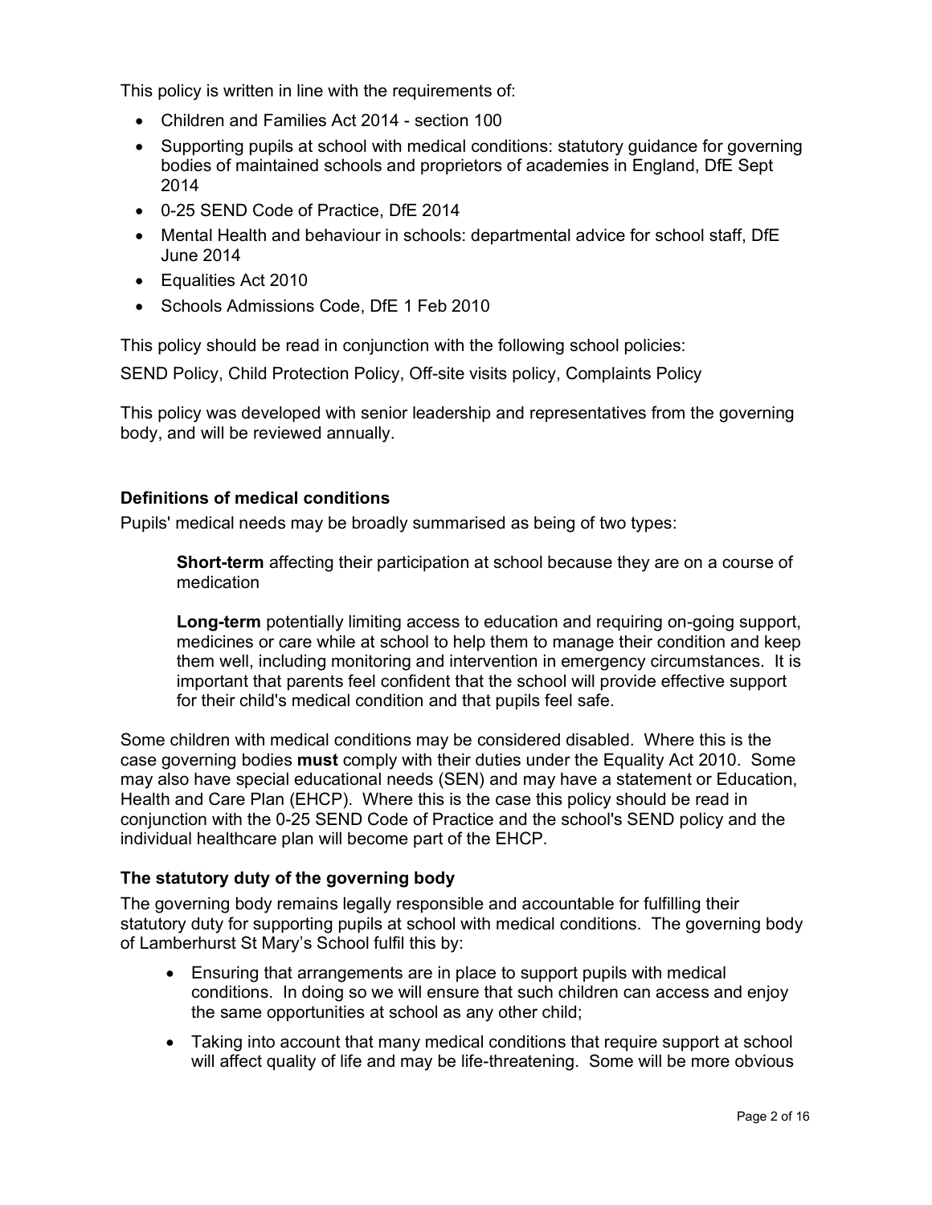This policy is written in line with the requirements of:

- Children and Families Act 2014 - section 100
- Supporting pupils at school with medical conditions: statutory guidance for governing bodies of maintained schools and proprietors of academies in England, DfE Sept 2014
- 0-25 SEND Code of Practice, DfE 2014
- Mental Health and behaviour in schools: departmental advice for school staff, DfE June 2014
- Equalities Act 2010
- Schools Admissions Code, DfE 1 Feb 2010

This policy should be read in conjunction with the following school policies:

SEND Policy, Child Protection Policy, Off-site visits policy, Complaints Policy

This policy was developed with senior leadership and representatives from the governing body, and will be reviewed annually.

### Definitions of medical conditions

Pupils' medical needs may be broadly summarised as being of two types:

> **Short-term** affecting their participation at school because they are on a course of medication
>
> **Long-term** potentially limiting access to education and requiring on-going support, medicines or care while at school to help them to manage their condition and keep them well, including monitoring and intervention in emergency circumstances. It is important that parents feel confident that the school will provide effective support for their child's medical condition and that pupils feel safe.

Some children with medical conditions may be considered disabled. Where this is the case governing bodies **must** comply with their duties under the Equality Act 2010. Some may also have special educational needs (SEN) and may have a statement or Education, Health and Care Plan (EHCP). Where this is the case this policy should be read in conjunction with the 0-25 SEND Code of Practice and the school's SEND policy and the individual healthcare plan will become part of the EHCP.

### The statutory duty of the governing body

The governing body remains legally responsible and accountable for fulfilling their statutory duty for supporting pupils at school with medical conditions. The governing body of Lamberhurst St Mary's School fulfil this by:

- Ensuring that arrangements are in place to support pupils with medical conditions. In doing so we will ensure that such children can access and enjoy the same opportunities at school as any other child;
- Taking into account that many medical conditions that require support at school will affect quality of life and may be life-threatening. Some will be more obvious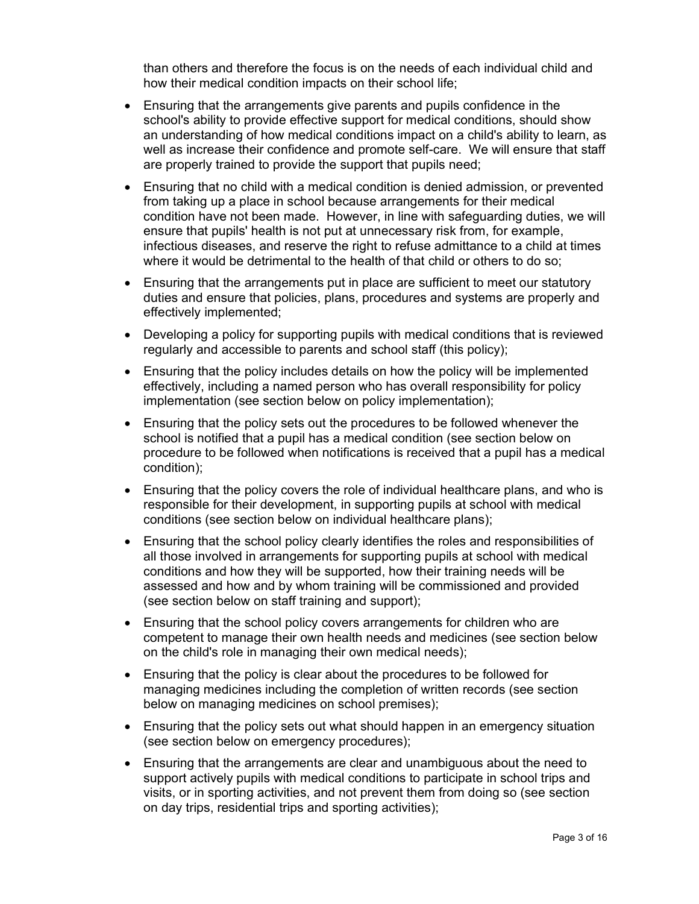than others and therefore the focus is on the needs of each individual child and how their medical condition impacts on their school life;

- Ensuring that the arrangements give parents and pupils confidence in the school's ability to provide effective support for medical conditions, should show an understanding of how medical conditions impact on a child's ability to learn, as well as increase their confidence and promote self-care. We will ensure that staff are properly trained to provide the support that pupils need;
- Ensuring that no child with a medical condition is denied admission, or prevented from taking up a place in school because arrangements for their medical condition have not been made. However, in line with safeguarding duties, we will ensure that pupils' health is not put at unnecessary risk from, for example, infectious diseases, and reserve the right to refuse admittance to a child at times where it would be detrimental to the health of that child or others to do so;
- Ensuring that the arrangements put in place are sufficient to meet our statutory duties and ensure that policies, plans, procedures and systems are properly and effectively implemented;
- Developing a policy for supporting pupils with medical conditions that is reviewed regularly and accessible to parents and school staff (this policy);
- Ensuring that the policy includes details on how the policy will be implemented effectively, including a named person who has overall responsibility for policy implementation (see section below on policy implementation);
- Ensuring that the policy sets out the procedures to be followed whenever the school is notified that a pupil has a medical condition (see section below on procedure to be followed when notifications is received that a pupil has a medical condition);
- Ensuring that the policy covers the role of individual healthcare plans, and who is responsible for their development, in supporting pupils at school with medical conditions (see section below on individual healthcare plans);
- Ensuring that the school policy clearly identifies the roles and responsibilities of all those involved in arrangements for supporting pupils at school with medical conditions and how they will be supported, how their training needs will be assessed and how and by whom training will be commissioned and provided (see section below on staff training and support);
- Ensuring that the school policy covers arrangements for children who are competent to manage their own health needs and medicines (see section below on the child's role in managing their own medical needs);
- Ensuring that the policy is clear about the procedures to be followed for managing medicines including the completion of written records (see section below on managing medicines on school premises);
- Ensuring that the policy sets out what should happen in an emergency situation (see section below on emergency procedures);
- Ensuring that the arrangements are clear and unambiguous about the need to support actively pupils with medical conditions to participate in school trips and visits, or in sporting activities, and not prevent them from doing so (see section on day trips, residential trips and sporting activities);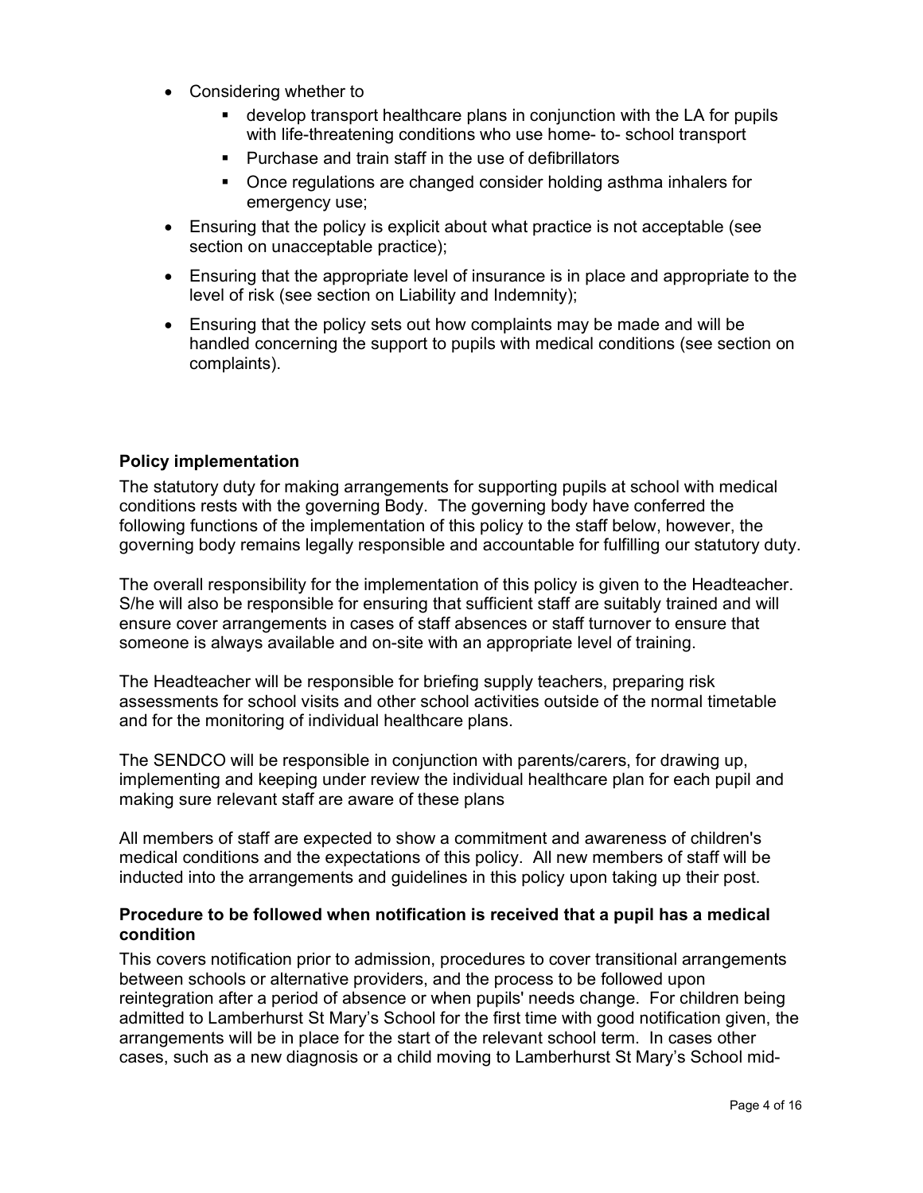- Considering whether to
    - develop transport healthcare plans in conjunction with the LA for pupils with life-threatening conditions who use home- to- school transport
    - Purchase and train staff in the use of defibrillators
    - Once regulations are changed consider holding asthma inhalers for emergency use;
- Ensuring that the policy is explicit about what practice is not acceptable (see section on unacceptable practice);
- Ensuring that the appropriate level of insurance is in place and appropriate to the level of risk (see section on Liability and Indemnity);
- Ensuring that the policy sets out how complaints may be made and will be handled concerning the support to pupils with medical conditions (see section on complaints).

**Policy implementation**

The statutory duty for making arrangements for supporting pupils at school with medical conditions rests with the governing Body. The governing body have conferred the following functions of the implementation of this policy to the staff below, however, the governing body remains legally responsible and accountable for fulfilling our statutory duty.

The overall responsibility for the implementation of this policy is given to the Headteacher. S/he will also be responsible for ensuring that sufficient staff are suitably trained and will ensure cover arrangements in cases of staff absences or staff turnover to ensure that someone is always available and on-site with an appropriate level of training.

The Headteacher will be responsible for briefing supply teachers, preparing risk assessments for school visits and other school activities outside of the normal timetable and for the monitoring of individual healthcare plans.

The SENDCO will be responsible in conjunction with parents/carers, for drawing up, implementing and keeping under review the individual healthcare plan for each pupil and making sure relevant staff are aware of these plans

All members of staff are expected to show a commitment and awareness of children's medical conditions and the expectations of this policy. All new members of staff will be inducted into the arrangements and guidelines in this policy upon taking up their post.

**Procedure to be followed when notification is received that a pupil has a medical condition**

This covers notification prior to admission, procedures to cover transitional arrangements between schools or alternative providers, and the process to be followed upon reintegration after a period of absence or when pupils' needs change. For children being admitted to Lamberhurst St Mary's School for the first time with good notification given, the arrangements will be in place for the start of the relevant school term. In cases other cases, such as a new diagnosis or a child moving to Lamberhurst St Mary's School mid-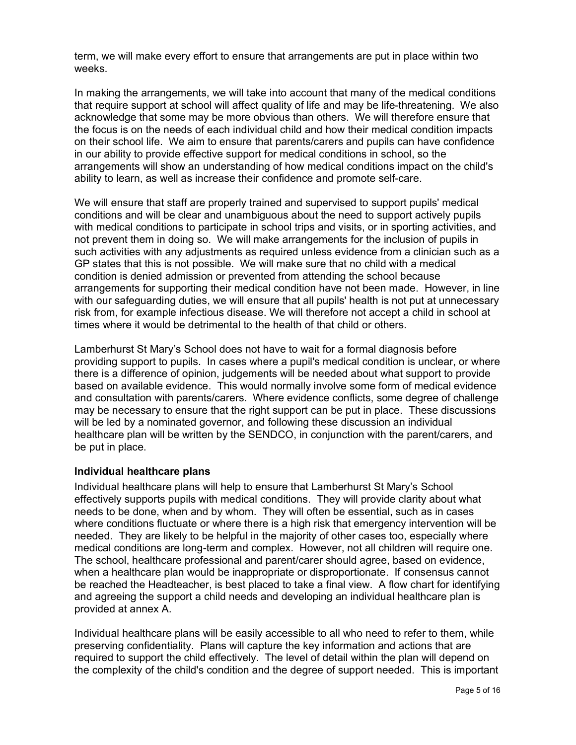term, we will make every effort to ensure that arrangements are put in place within two weeks.

In making the arrangements, we will take into account that many of the medical conditions that require support at school will affect quality of life and may be life-threatening. We also acknowledge that some may be more obvious than others. We will therefore ensure that the focus is on the needs of each individual child and how their medical condition impacts on their school life. We aim to ensure that parents/carers and pupils can have confidence in our ability to provide effective support for medical conditions in school, so the arrangements will show an understanding of how medical conditions impact on the child's ability to learn, as well as increase their confidence and promote self-care.

We will ensure that staff are properly trained and supervised to support pupils' medical conditions and will be clear and unambiguous about the need to support actively pupils with medical conditions to participate in school trips and visits, or in sporting activities, and not prevent them in doing so. We will make arrangements for the inclusion of pupils in such activities with any adjustments as required unless evidence from a clinician such as a GP states that this is not possible. We will make sure that no child with a medical condition is denied admission or prevented from attending the school because arrangements for supporting their medical condition have not been made. However, in line with our safeguarding duties, we will ensure that all pupils' health is not put at unnecessary risk from, for example infectious disease. We will therefore not accept a child in school at times where it would be detrimental to the health of that child or others.

Lamberhurst St Mary's School does not have to wait for a formal diagnosis before providing support to pupils. In cases where a pupil's medical condition is unclear, or where there is a difference of opinion, judgements will be needed about what support to provide based on available evidence. This would normally involve some form of medical evidence and consultation with parents/carers. Where evidence conflicts, some degree of challenge may be necessary to ensure that the right support can be put in place. These discussions will be led by a nominated governor, and following these discussion an individual healthcare plan will be written by the SENDCO, in conjunction with the parent/carers, and be put in place.

### Individual healthcare plans

Individual healthcare plans will help to ensure that Lamberhurst St Mary's School effectively supports pupils with medical conditions. They will provide clarity about what needs to be done, when and by whom. They will often be essential, such as in cases where conditions fluctuate or where there is a high risk that emergency intervention will be needed. They are likely to be helpful in the majority of other cases too, especially where medical conditions are long-term and complex. However, not all children will require one. The school, healthcare professional and parent/carer should agree, based on evidence, when a healthcare plan would be inappropriate or disproportionate. If consensus cannot be reached the Headteacher, is best placed to take a final view. A flow chart for identifying and agreeing the support a child needs and developing an individual healthcare plan is provided at annex A.

Individual healthcare plans will be easily accessible to all who need to refer to them, while preserving confidentiality. Plans will capture the key information and actions that are required to support the child effectively. The level of detail within the plan will depend on the complexity of the child's condition and the degree of support needed. This is important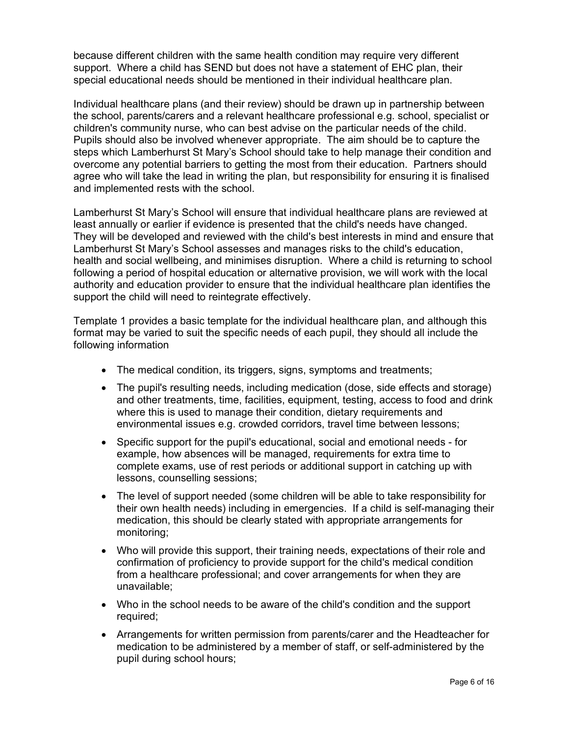because different children with the same health condition may require very different support. Where a child has SEND but does not have a statement of EHC plan, their special educational needs should be mentioned in their individual healthcare plan.

Individual healthcare plans (and their review) should be drawn up in partnership between the school, parents/carers and a relevant healthcare professional e.g. school, specialist or children's community nurse, who can best advise on the particular needs of the child. Pupils should also be involved whenever appropriate. The aim should be to capture the steps which Lamberhurst St Mary's School should take to help manage their condition and overcome any potential barriers to getting the most from their education. Partners should agree who will take the lead in writing the plan, but responsibility for ensuring it is finalised and implemented rests with the school.

Lamberhurst St Mary's School will ensure that individual healthcare plans are reviewed at least annually or earlier if evidence is presented that the child's needs have changed. They will be developed and reviewed with the child's best interests in mind and ensure that Lamberhurst St Mary's School assesses and manages risks to the child's education, health and social wellbeing, and minimises disruption. Where a child is returning to school following a period of hospital education or alternative provision, we will work with the local authority and education provider to ensure that the individual healthcare plan identifies the support the child will need to reintegrate effectively.

Template 1 provides a basic template for the individual healthcare plan, and although this format may be varied to suit the specific needs of each pupil, they should all include the following information

- The medical condition, its triggers, signs, symptoms and treatments;
- The pupil's resulting needs, including medication (dose, side effects and storage) and other treatments, time, facilities, equipment, testing, access to food and drink where this is used to manage their condition, dietary requirements and environmental issues e.g. crowded corridors, travel time between lessons;
- Specific support for the pupil's educational, social and emotional needs - for example, how absences will be managed, requirements for extra time to complete exams, use of rest periods or additional support in catching up with lessons, counselling sessions;
- The level of support needed (some children will be able to take responsibility for their own health needs) including in emergencies. If a child is self-managing their medication, this should be clearly stated with appropriate arrangements for monitoring;
- Who will provide this support, their training needs, expectations of their role and confirmation of proficiency to provide support for the child's medical condition from a healthcare professional; and cover arrangements for when they are unavailable;
- Who in the school needs to be aware of the child's condition and the support required;
- Arrangements for written permission from parents/carer and the Headteacher for medication to be administered by a member of staff, or self-administered by the pupil during school hours;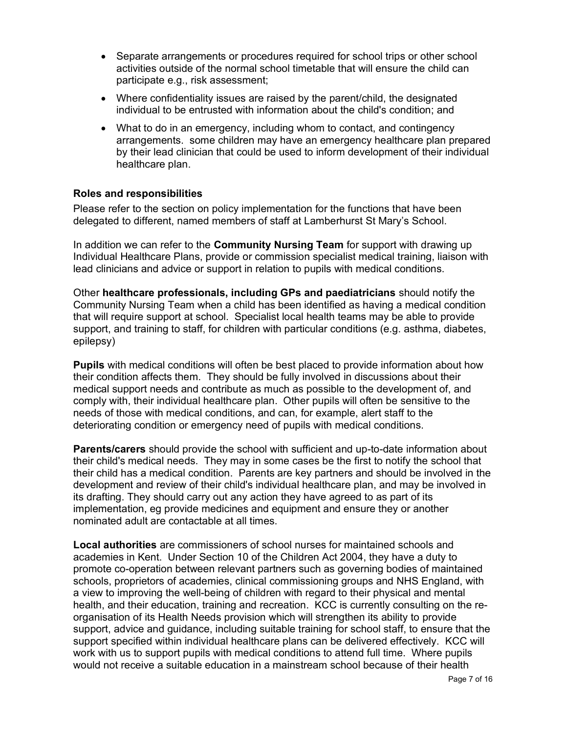- Separate arrangements or procedures required for school trips or other school activities outside of the normal school timetable that will ensure the child can participate e.g., risk assessment;
- Where confidentiality issues are raised by the parent/child, the designated individual to be entrusted with information about the child's condition; and
- What to do in an emergency, including whom to contact, and contingency arrangements. some children may have an emergency healthcare plan prepared by their lead clinician that could be used to inform development of their individual healthcare plan.

**Roles and responsibilities**

Please refer to the section on policy implementation for the functions that have been delegated to different, named members of staff at Lamberhurst St Mary's School.

In addition we can refer to the **Community Nursing Team** for support with drawing up Individual Healthcare Plans, provide or commission specialist medical training, liaison with lead clinicians and advice or support in relation to pupils with medical conditions.

Other **healthcare professionals, including GPs and paediatricians** should notify the Community Nursing Team when a child has been identified as having a medical condition that will require support at school. Specialist local health teams may be able to provide support, and training to staff, for children with particular conditions (e.g. asthma, diabetes, epilepsy)

**Pupils** with medical conditions will often be best placed to provide information about how their condition affects them. They should be fully involved in discussions about their medical support needs and contribute as much as possible to the development of, and comply with, their individual healthcare plan. Other pupils will often be sensitive to the needs of those with medical conditions, and can, for example, alert staff to the deteriorating condition or emergency need of pupils with medical conditions.

**Parents/carers** should provide the school with sufficient and up-to-date information about their child's medical needs. They may in some cases be the first to notify the school that their child has a medical condition. Parents are key partners and should be involved in the development and review of their child's individual healthcare plan, and may be involved in its drafting. They should carry out any action they have agreed to as part of its implementation, eg provide medicines and equipment and ensure they or another nominated adult are contactable at all times.

**Local authorities** are commissioners of school nurses for maintained schools and academies in Kent. Under Section 10 of the Children Act 2004, they have a duty to promote co-operation between relevant partners such as governing bodies of maintained schools, proprietors of academies, clinical commissioning groups and NHS England, with a view to improving the well-being of children with regard to their physical and mental health, and their education, training and recreation. KCC is currently consulting on the re-organisation of its Health Needs provision which will strengthen its ability to provide support, advice and guidance, including suitable training for school staff, to ensure that the support specified within individual healthcare plans can be delivered effectively. KCC will work with us to support pupils with medical conditions to attend full time. Where pupils would not receive a suitable education in a mainstream school because of their health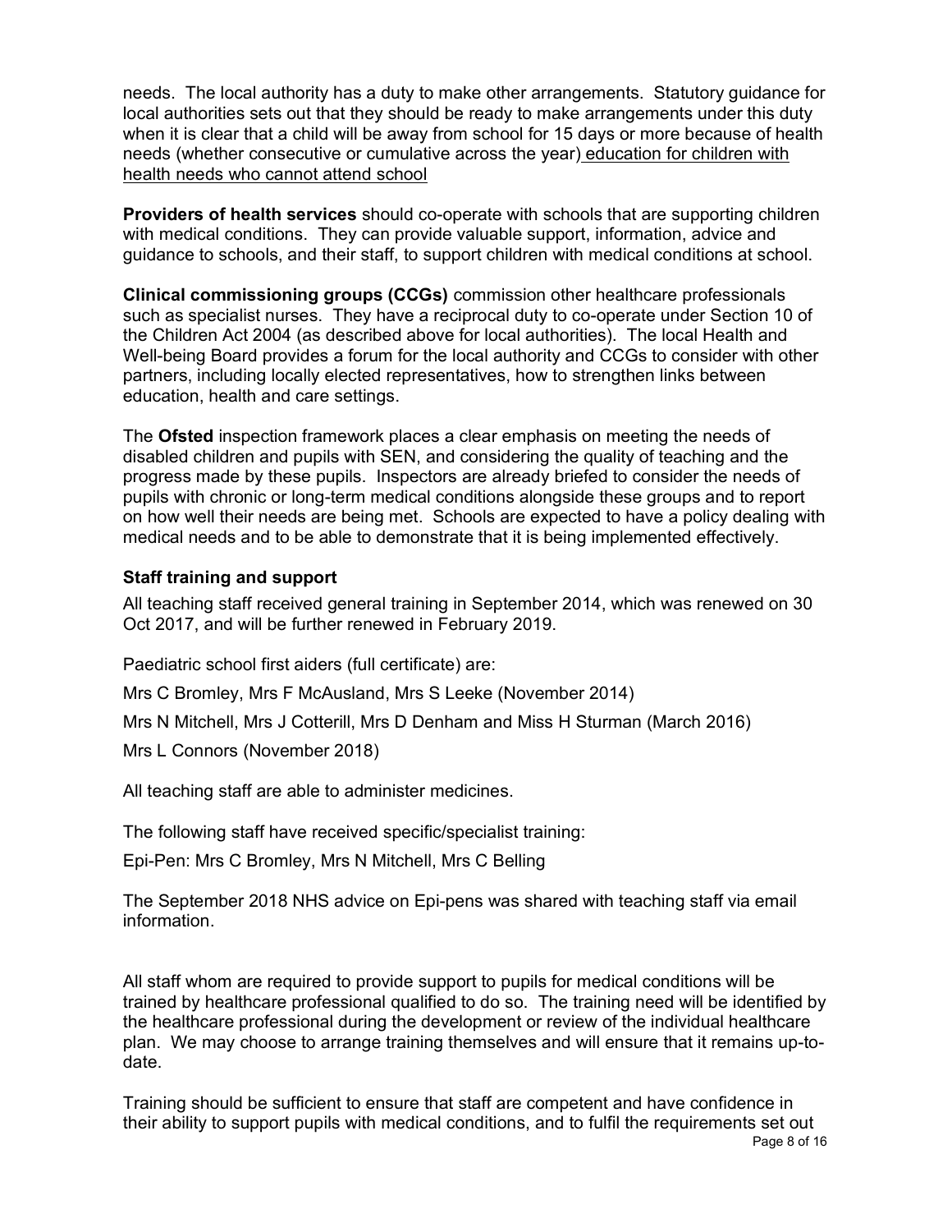needs. The local authority has a duty to make other arrangements. Statutory guidance for local authorities sets out that they should be ready to make arrangements under this duty when it is clear that a child will be away from school for 15 days or more because of health needs (whether consecutive or cumulative across the year) education for children with health needs who cannot attend school

**Providers of health services** should co-operate with schools that are supporting children with medical conditions. They can provide valuable support, information, advice and guidance to schools, and their staff, to support children with medical conditions at school.

**Clinical commissioning groups (CCGs)** commission other healthcare professionals such as specialist nurses. They have a reciprocal duty to co-operate under Section 10 of the Children Act 2004 (as described above for local authorities). The local Health and Well-being Board provides a forum for the local authority and CCGs to consider with other partners, including locally elected representatives, how to strengthen links between education, health and care settings.

The **Ofsted** inspection framework places a clear emphasis on meeting the needs of disabled children and pupils with SEN, and considering the quality of teaching and the progress made by these pupils. Inspectors are already briefed to consider the needs of pupils with chronic or long-term medical conditions alongside these groups and to report on how well their needs are being met. Schools are expected to have a policy dealing with medical needs and to be able to demonstrate that it is being implemented effectively.

### Staff training and support

All teaching staff received general training in September 2014, which was renewed on 30 Oct 2017, and will be further renewed in February 2019.

Paediatric school first aiders (full certificate) are:

Mrs C Bromley, Mrs F McAusland, Mrs S Leeke (November 2014)

Mrs N Mitchell, Mrs J Cotterill, Mrs D Denham and Miss H Sturman (March 2016)

Mrs L Connors (November 2018)

All teaching staff are able to administer medicines.

The following staff have received specific/specialist training:

Epi-Pen: Mrs C Bromley, Mrs N Mitchell, Mrs C Belling

The September 2018 NHS advice on Epi-pens was shared with teaching staff via email information.

All staff whom are required to provide support to pupils for medical conditions will be trained by healthcare professional qualified to do so. The training need will be identified by the healthcare professional during the development or review of the individual healthcare plan. We may choose to arrange training themselves and will ensure that it remains up-to-date.

Training should be sufficient to ensure that staff are competent and have confidence in their ability to support pupils with medical conditions, and to fulfil the requirements set out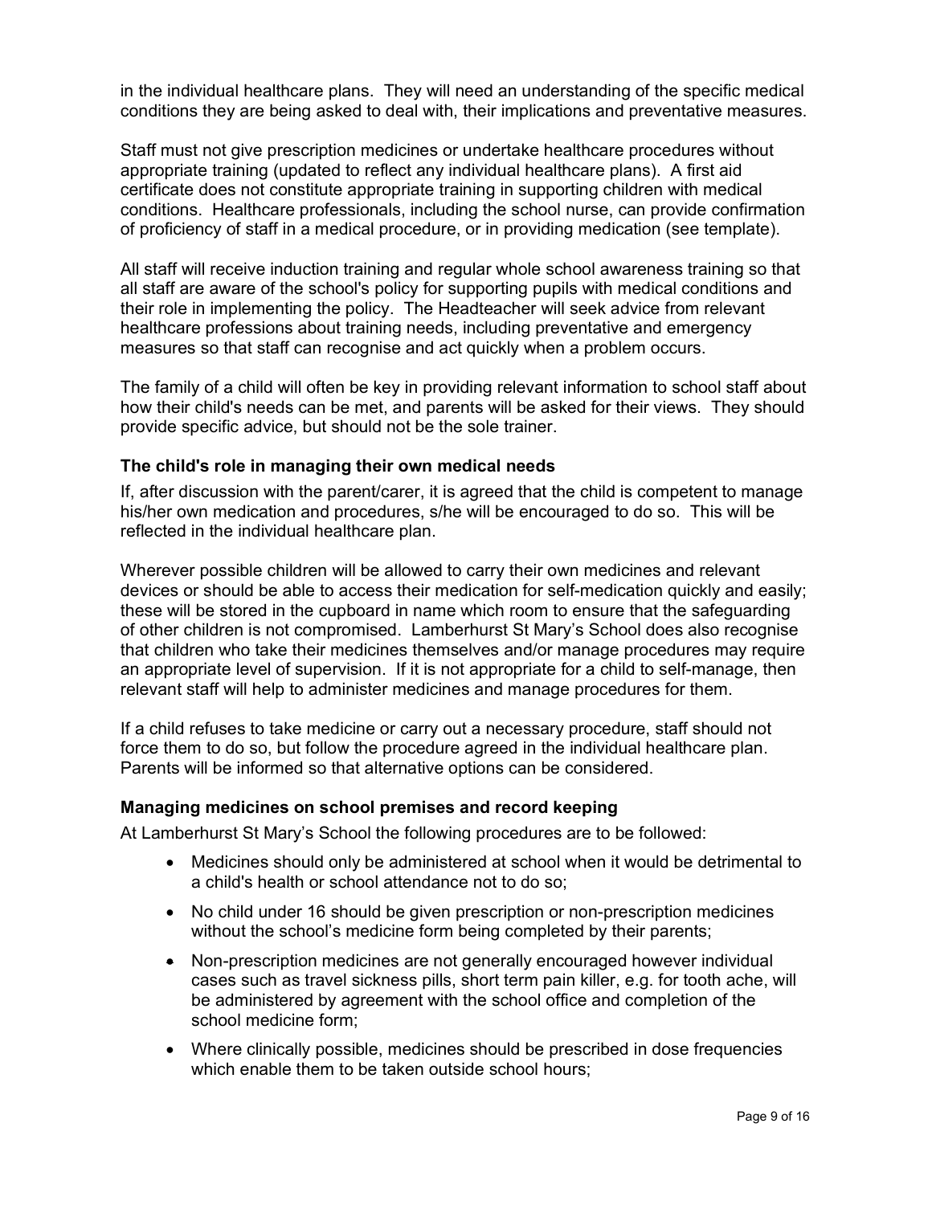in the individual healthcare plans. They will need an understanding of the specific medical conditions they are being asked to deal with, their implications and preventative measures.

Staff must not give prescription medicines or undertake healthcare procedures without appropriate training (updated to reflect any individual healthcare plans). A first aid certificate does not constitute appropriate training in supporting children with medical conditions. Healthcare professionals, including the school nurse, can provide confirmation of proficiency of staff in a medical procedure, or in providing medication (see template).

All staff will receive induction training and regular whole school awareness training so that all staff are aware of the school's policy for supporting pupils with medical conditions and their role in implementing the policy. The Headteacher will seek advice from relevant healthcare professions about training needs, including preventative and emergency measures so that staff can recognise and act quickly when a problem occurs.

The family of a child will often be key in providing relevant information to school staff about how their child's needs can be met, and parents will be asked for their views. They should provide specific advice, but should not be the sole trainer.

### The child's role in managing their own medical needs

If, after discussion with the parent/carer, it is agreed that the child is competent to manage his/her own medication and procedures, s/he will be encouraged to do so. This will be reflected in the individual healthcare plan.

Wherever possible children will be allowed to carry their own medicines and relevant devices or should be able to access their medication for self-medication quickly and easily; these will be stored in the cupboard in name which room to ensure that the safeguarding of other children is not compromised. Lamberhurst St Mary's School does also recognise that children who take their medicines themselves and/or manage procedures may require an appropriate level of supervision. If it is not appropriate for a child to self-manage, then relevant staff will help to administer medicines and manage procedures for them.

If a child refuses to take medicine or carry out a necessary procedure, staff should not force them to do so, but follow the procedure agreed in the individual healthcare plan. Parents will be informed so that alternative options can be considered.

### Managing medicines on school premises and record keeping

At Lamberhurst St Mary's School the following procedures are to be followed:

- Medicines should only be administered at school when it would be detrimental to a child's health or school attendance not to do so;
- No child under 16 should be given prescription or non-prescription medicines without the school's medicine form being completed by their parents;
- Non-prescription medicines are not generally encouraged however individual cases such as travel sickness pills, short term pain killer, e.g. for tooth ache, will be administered by agreement with the school office and completion of the school medicine form;
- Where clinically possible, medicines should be prescribed in dose frequencies which enable them to be taken outside school hours;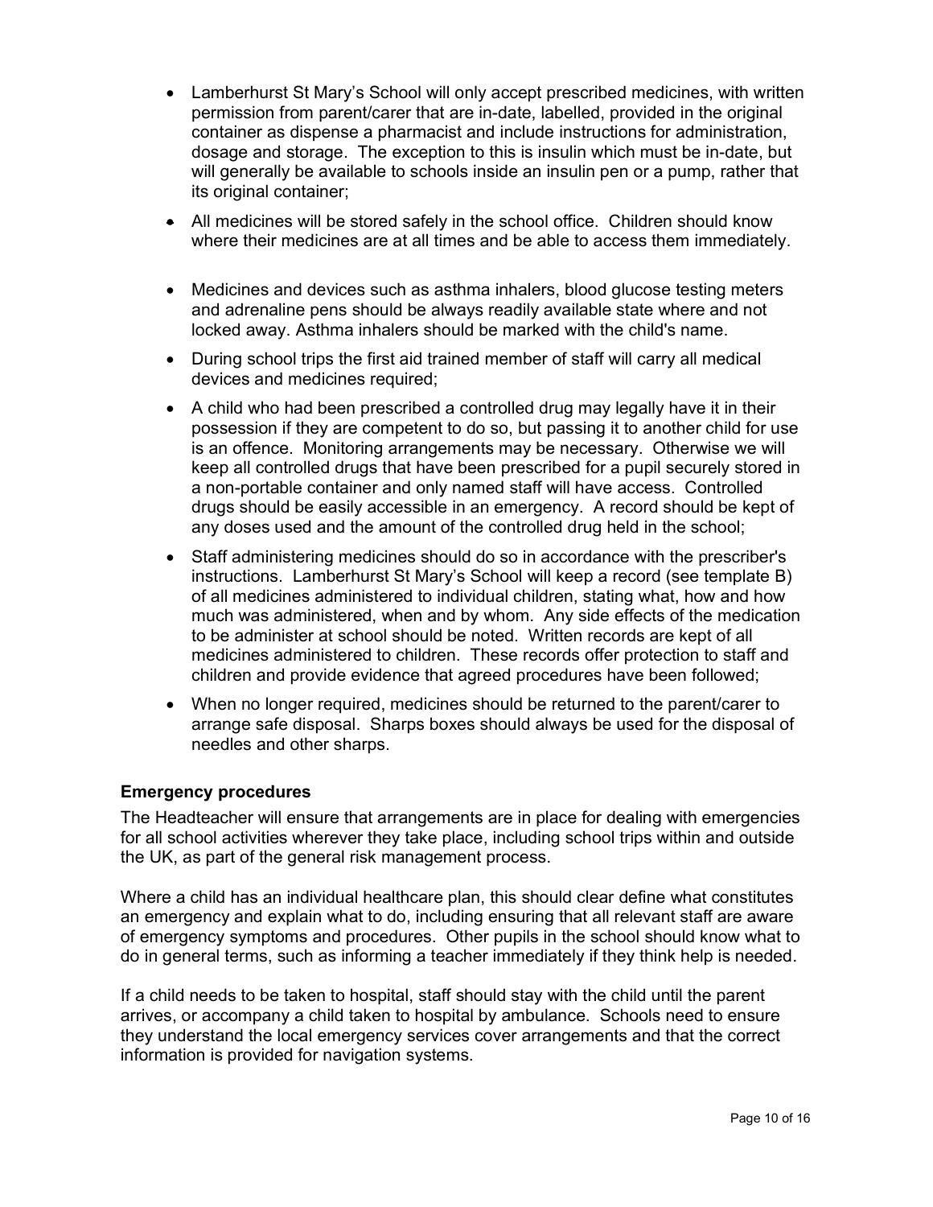- Lamberhurst St Mary's School will only accept prescribed medicines, with written permission from parent/carer that are in-date, labelled, provided in the original container as dispense a pharmacist and include instructions for administration, dosage and storage. The exception to this is insulin which must be in-date, but will generally be available to schools inside an insulin pen or a pump, rather that its original container;
- All medicines will be stored safely in the school office. Children should know where their medicines are at all times and be able to access them immediately.
- Medicines and devices such as asthma inhalers, blood glucose testing meters and adrenaline pens should be always readily available state where and not locked away. Asthma inhalers should be marked with the child's name.
- During school trips the first aid trained member of staff will carry all medical devices and medicines required;
- A child who had been prescribed a controlled drug may legally have it in their possession if they are competent to do so, but passing it to another child for use is an offence. Monitoring arrangements may be necessary. Otherwise we will keep all controlled drugs that have been prescribed for a pupil securely stored in a non-portable container and only named staff will have access. Controlled drugs should be easily accessible in an emergency. A record should be kept of any doses used and the amount of the controlled drug held in the school;
- Staff administering medicines should do so in accordance with the prescriber's instructions. Lamberhurst St Mary's School will keep a record (see template B) of all medicines administered to individual children, stating what, how and how much was administered, when and by whom. Any side effects of the medication to be administer at school should be noted. Written records are kept of all medicines administered to children. These records offer protection to staff and children and provide evidence that agreed procedures have been followed;
- When no longer required, medicines should be returned to the parent/carer to arrange safe disposal. Sharps boxes should always be used for the disposal of needles and other sharps.

**Emergency procedures**

The Headteacher will ensure that arrangements are in place for dealing with emergencies for all school activities wherever they take place, including school trips within and outside the UK, as part of the general risk management process.

Where a child has an individual healthcare plan, this should clear define what constitutes an emergency and explain what to do, including ensuring that all relevant staff are aware of emergency symptoms and procedures. Other pupils in the school should know what to do in general terms, such as informing a teacher immediately if they think help is needed.

If a child needs to be taken to hospital, staff should stay with the child until the parent arrives, or accompany a child taken to hospital by ambulance. Schools need to ensure they understand the local emergency services cover arrangements and that the correct information is provided for navigation systems.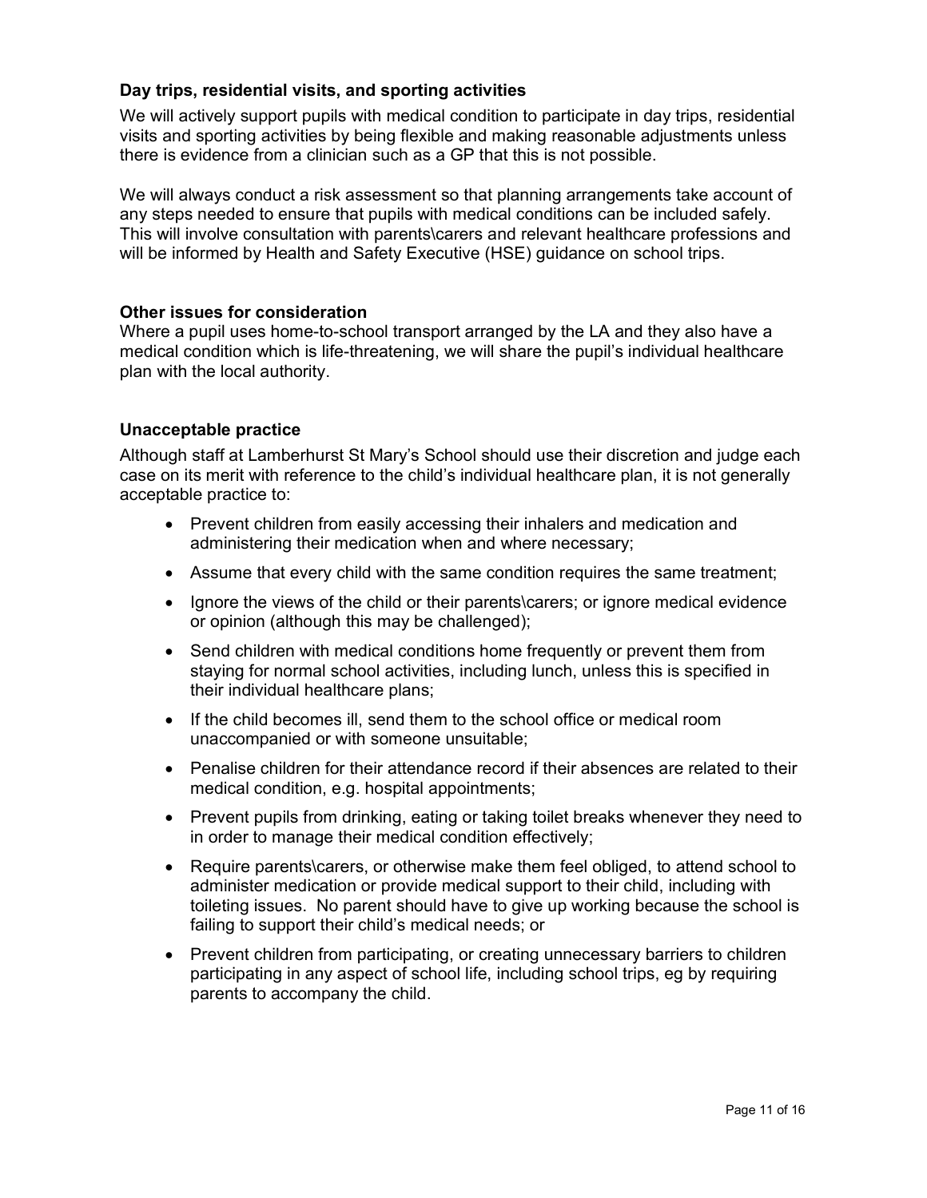**Day trips, residential visits, and sporting activities**

We will actively support pupils with medical condition to participate in day trips, residential visits and sporting activities by being flexible and making reasonable adjustments unless there is evidence from a clinician such as a GP that this is not possible.

We will always conduct a risk assessment so that planning arrangements take account of any steps needed to ensure that pupils with medical conditions can be included safely. This will involve consultation with parents\carers and relevant healthcare professions and will be informed by Health and Safety Executive (HSE) guidance on school trips.

**Other issues for consideration**

Where a pupil uses home-to-school transport arranged by the LA and they also have a medical condition which is life-threatening, we will share the pupil's individual healthcare plan with the local authority.

**Unacceptable practice**

Although staff at Lamberhurst St Mary's School should use their discretion and judge each case on its merit with reference to the child's individual healthcare plan, it is not generally acceptable practice to:

- Prevent children from easily accessing their inhalers and medication and administering their medication when and where necessary;
- Assume that every child with the same condition requires the same treatment;
- Ignore the views of the child or their parents\carers; or ignore medical evidence or opinion (although this may be challenged);
- Send children with medical conditions home frequently or prevent them from staying for normal school activities, including lunch, unless this is specified in their individual healthcare plans;
- If the child becomes ill, send them to the school office or medical room unaccompanied or with someone unsuitable;
- Penalise children for their attendance record if their absences are related to their medical condition, e.g. hospital appointments;
- Prevent pupils from drinking, eating or taking toilet breaks whenever they need to in order to manage their medical condition effectively;
- Require parents\carers, or otherwise make them feel obliged, to attend school to administer medication or provide medical support to their child, including with toileting issues. No parent should have to give up working because the school is failing to support their child's medical needs; or
- Prevent children from participating, or creating unnecessary barriers to children participating in any aspect of school life, including school trips, eg by requiring parents to accompany the child.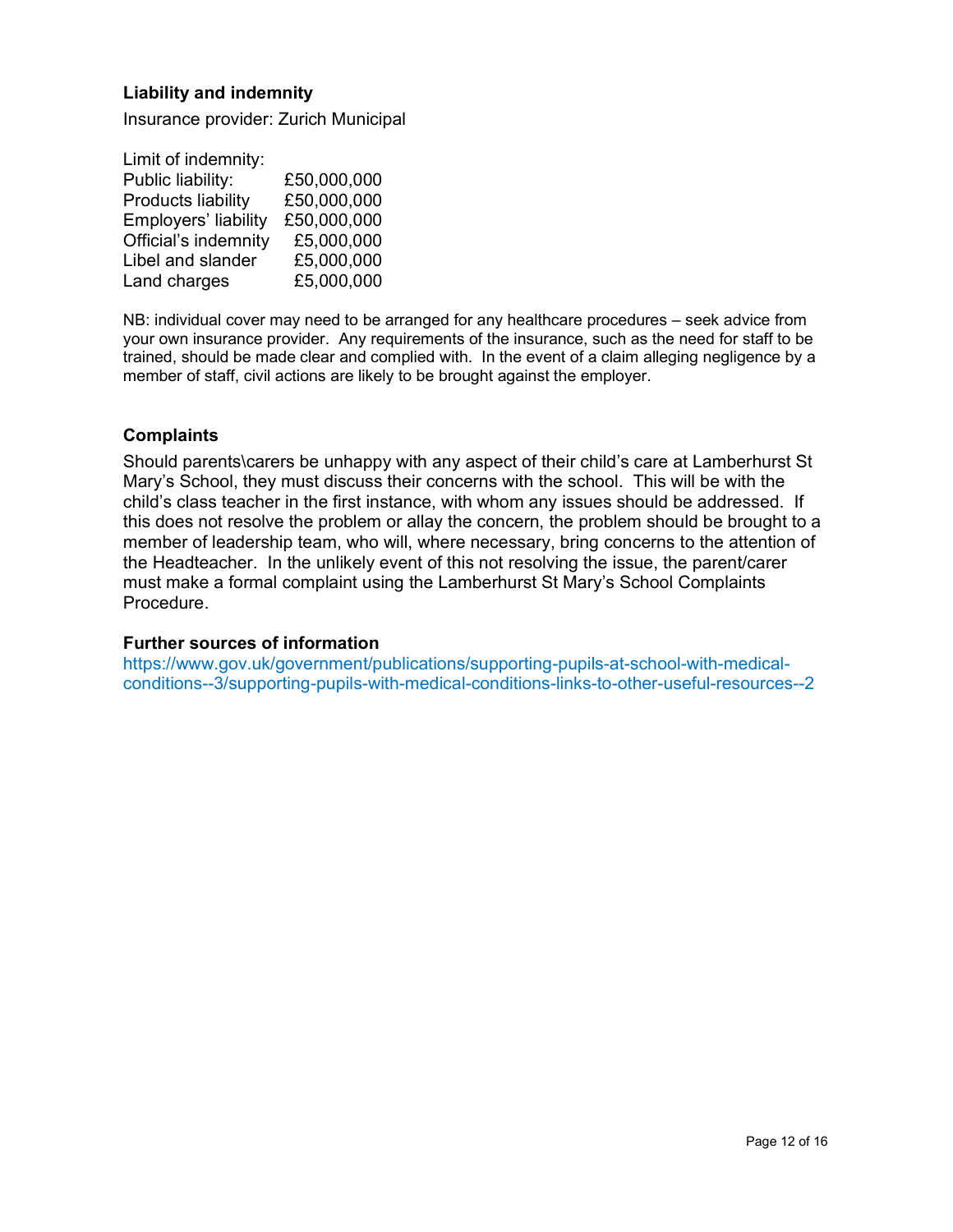### Liability and indemnity

Insurance provider: Zurich Municipal

Limit of indemnity:

| | |
|---|---|
| Public liability: | £50,000,000 |
| Products liability | £50,000,000 |
| Employers' liability | £50,000,000 |
| Official's indemnity | £5,000,000 |
| Libel and slander | £5,000,000 |
| Land charges | £5,000,000 |

NB: individual cover may need to be arranged for any healthcare procedures – seek advice from your own insurance provider. Any requirements of the insurance, such as the need for staff to be trained, should be made clear and complied with. In the event of a claim alleging negligence by a member of staff, civil actions are likely to be brought against the employer.

### Complaints

Should parents\carers be unhappy with any aspect of their child's care at Lamberhurst St Mary's School, they must discuss their concerns with the school. This will be with the child's class teacher in the first instance, with whom any issues should be addressed. If this does not resolve the problem or allay the concern, the problem should be brought to a member of leadership team, who will, where necessary, bring concerns to the attention of the Headteacher. In the unlikely event of this not resolving the issue, the parent/carer must make a formal complaint using the Lamberhurst St Mary's School Complaints Procedure.

### Further sources of information

https://www.gov.uk/government/publications/supporting-pupils-at-school-with-medical-conditions--3/supporting-pupils-with-medical-conditions-links-to-other-useful-resources--2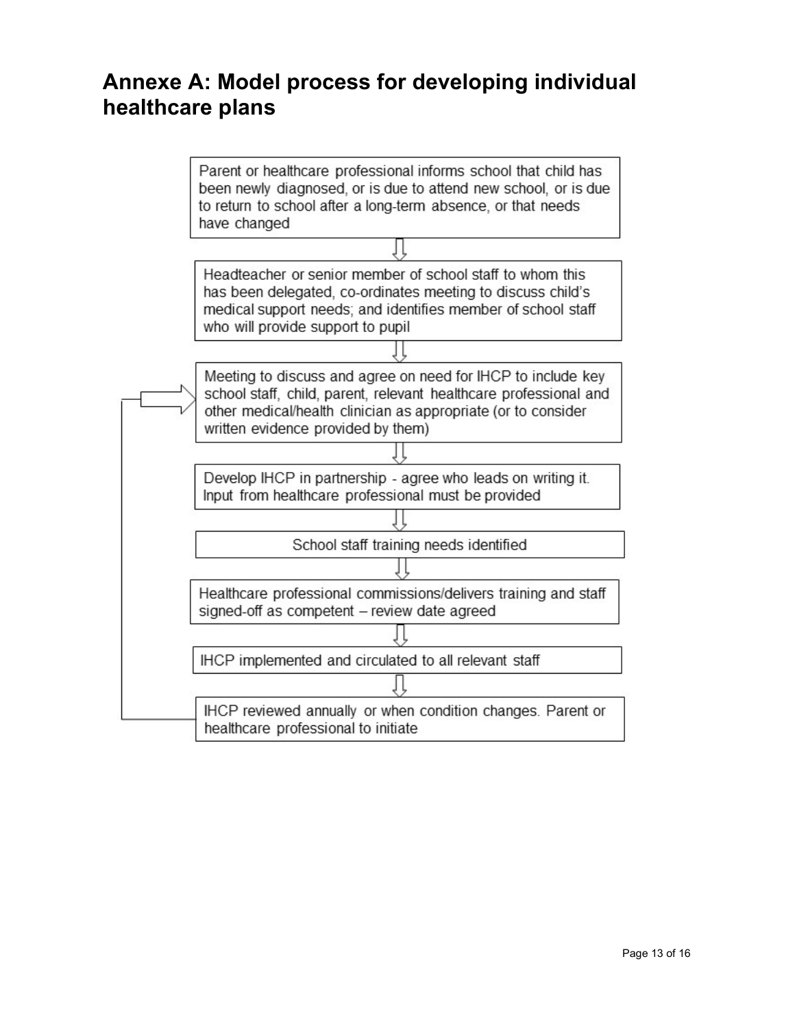## Annexe A: Model process for developing individual healthcare plans

1. Parent or healthcare professional informs school that child has been newly diagnosed, or is due to attend new school, or is due to return to school after a long-term absence, or that needs have changed

   ⇩

2. Headteacher or senior member of school staff to whom this has been delegated, co-ordinates meeting to discuss child's medical support needs; and identifies member of school staff who will provide support to pupil

   ⇩

3. Meeting to discuss and agree on need for IHCP to include key school staff, child, parent, relevant healthcare professional and other medical/health clinician as appropriate (or to consider written evidence provided by them)

   ⇩

4. Develop IHCP in partnership - agree who leads on writing it. Input from healthcare professional must be provided

   ⇩

5. School staff training needs identified

   ⇩

6. Healthcare professional commissions/delivers training and staff signed-off as competent – review date agreed

   ⇩

7. IHCP implemented and circulated to all relevant staff

   ⇩

8. IHCP reviewed annually or when condition changes. Parent or healthcare professional to initiate (returns to step 3)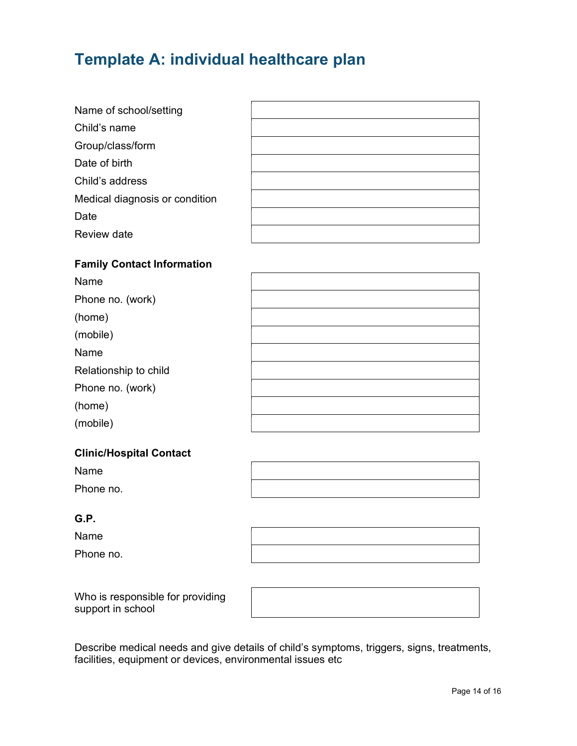# Template A: individual healthcare plan

| | |
|---|---|
| Name of school/setting | |
| Child’s name | |
| Group/class/form | |
| Date of birth | |
| Child’s address | |
| Medical diagnosis or condition | |
| Date | |
| Review date | |

**Family Contact Information**

| | |
|---|---|
| Name | |
| Phone no. (work) | |
| (home) | |
| (mobile) | |
| Name | |
| Relationship to child | |
| Phone no. (work) | |
| (home) | |
| (mobile) | |

**Clinic/Hospital Contact**

| | |
|---|---|
| Name | |
| Phone no. | |

**G.P.**

| | |
|---|---|
| Name | |
| Phone no. | |

| | |
|---|---|
| Who is responsible for providing support in school | |

Describe medical needs and give details of child’s symptoms, triggers, signs, treatments, facilities, equipment or devices, environmental issues etc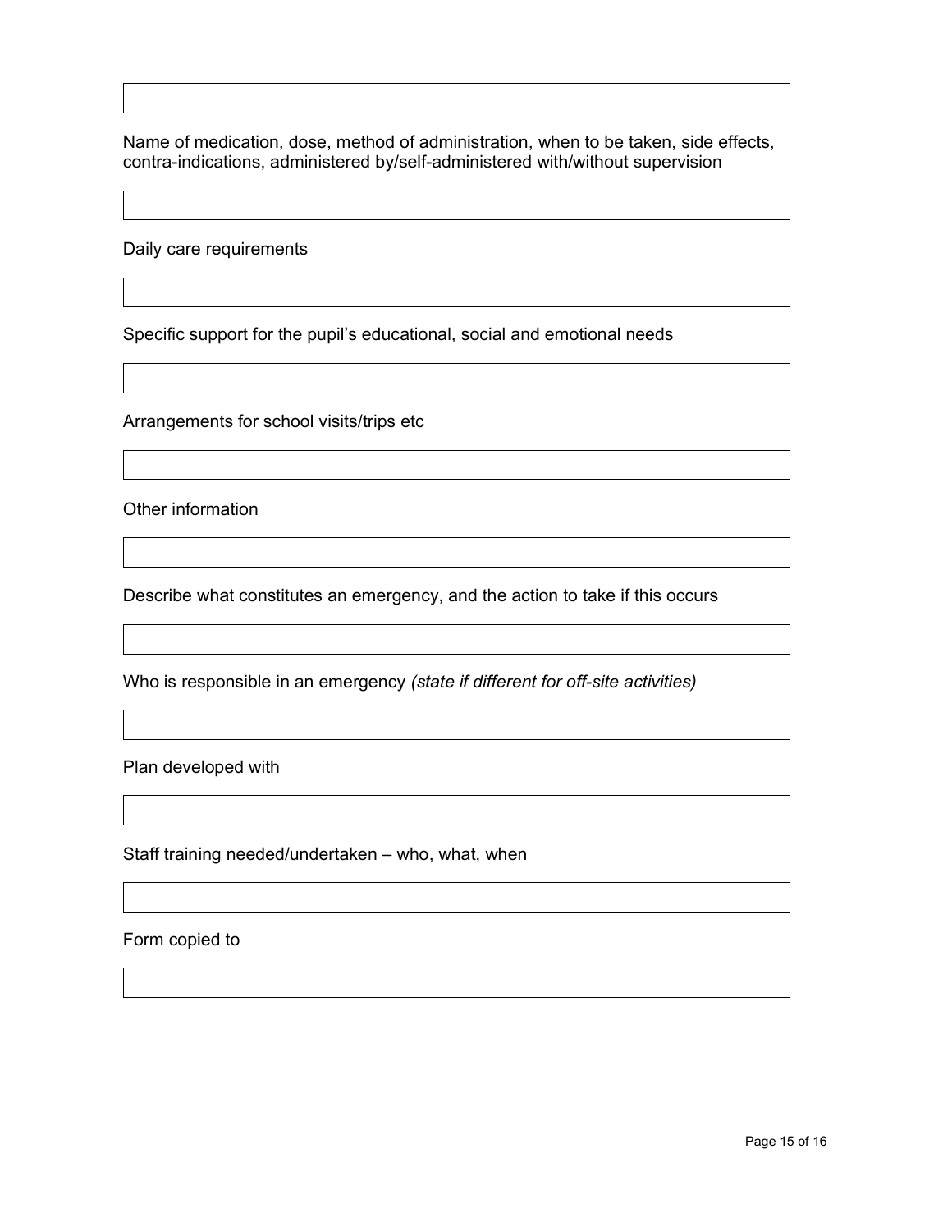Name of medication, dose, method of administration, when to be taken, side effects, contra-indications, administered by/self-administered with/without supervision

Daily care requirements

Specific support for the pupil’s educational, social and emotional needs

Arrangements for school visits/trips etc

Other information

Describe what constitutes an emergency, and the action to take if this occurs

Who is responsible in an emergency *(state if different for off-site activities)*

Plan developed with

Staff training needed/undertaken – who, what, when

Form copied to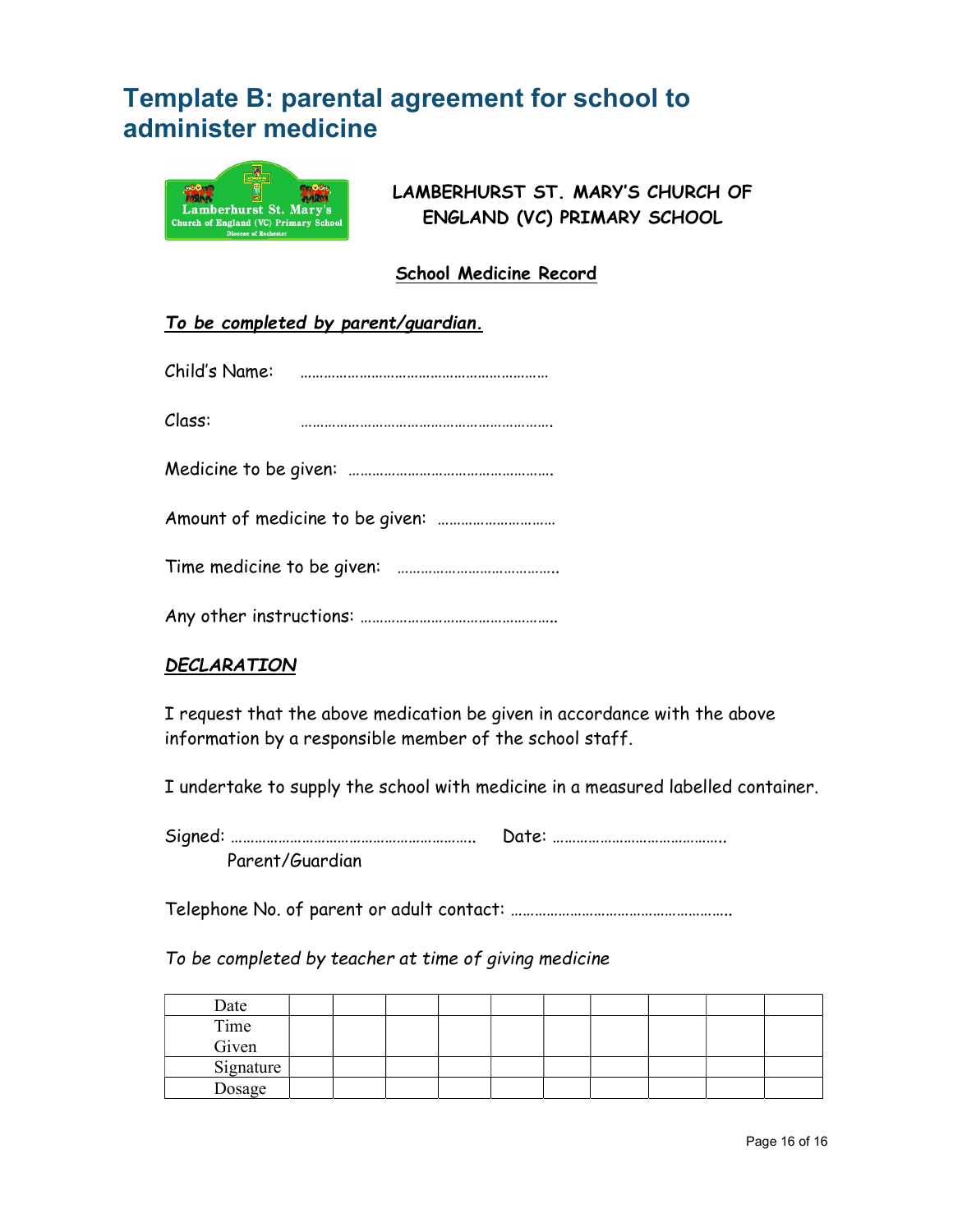# Template B: parental agreement for school to administer medicine

**LAMBERHURST ST. MARY'S CHURCH OF ENGLAND (VC) PRIMARY SCHOOL**

**School Medicine Record**

***To be completed by parent/guardian.***

Child's Name: ………………………………………………………

Class: ……………………………………………………….

Medicine to be given: …………………………………………….

Amount of medicine to be given: …………………………

Time medicine to be given: …………………………………..

Any other instructions: ………………………………………….

***DECLARATION***

I request that the above medication be given in accordance with the above information by a responsible member of the school staff.

I undertake to supply the school with medicine in a measured labelled container.

Signed: …………………………………………………….. Date: ……………………………………..
Parent/Guardian

Telephone No. of parent or adult contact: ………………………………………………..

*To be completed by teacher at time of giving medicine*

| | | | | | | | | | | |
|---|---|---|---|---|---|---|---|---|---|---|
| Date | | | | | | | | | | |
| Time Given | | | | | | | | | | |
| Signature | | | | | | | | | | |
| Dosage | | | | | | | | | | |